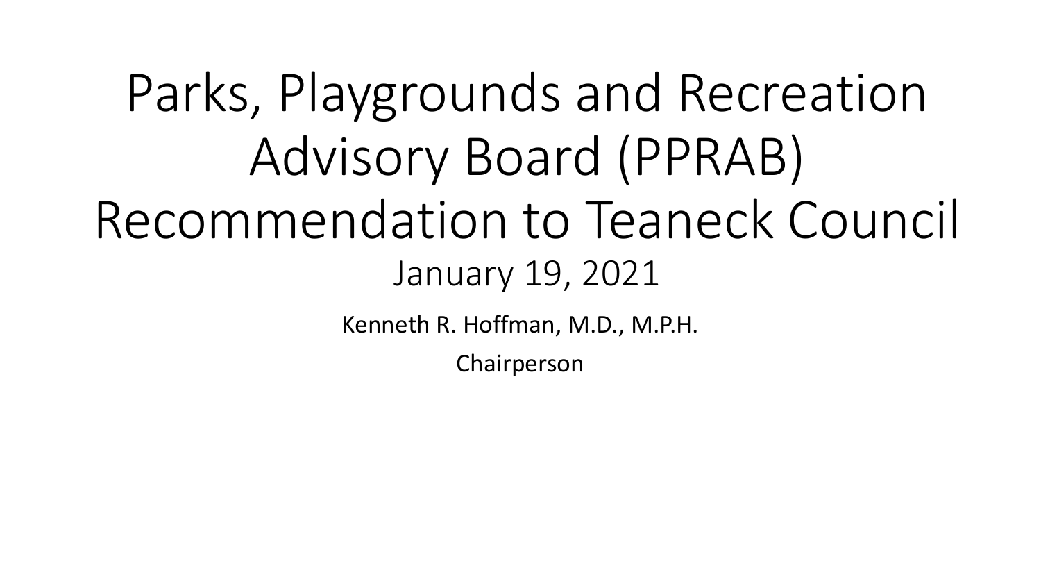# Parks, Playgrounds and Recreation Advisory Board (PPRAB) Recommendation to Teaneck Council

January 19, 2021

Kenneth R. Hoffman, M.D., M.P.H.

Chairperson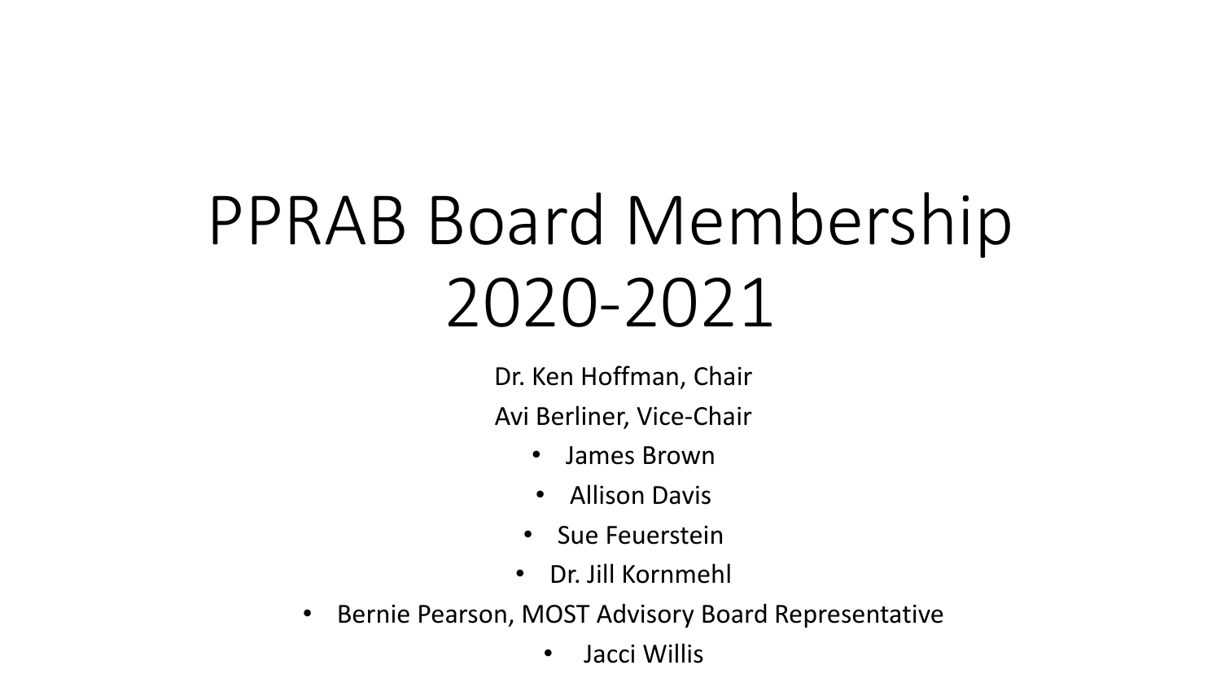# PPRAB Board Membership 2020-2021

Dr. Ken Hoffman, Chair

Avi Berliner, Vice-Chair

- James Brown
- Allison Davis
- Sue Feuerstein
- Dr. Jill Kornmehl
- Bernie Pearson, MOST Advisory Board Representative
- Jacci Willis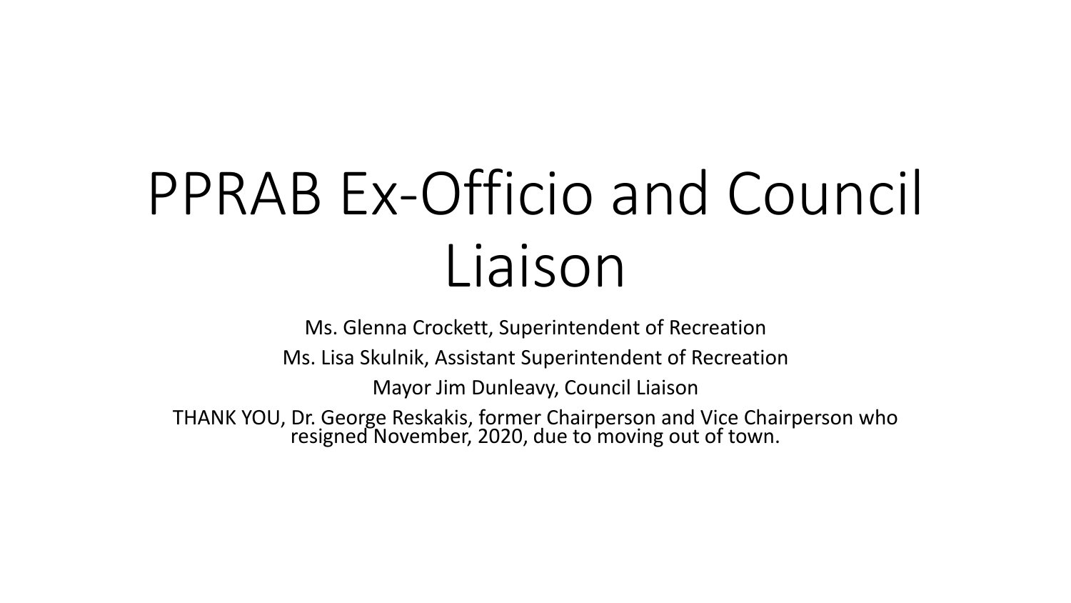# PPRAB Ex-Officio and Council Liaison

Ms. Glenna Crockett, Superintendent of Recreation

Ms. Lisa Skulnik, Assistant Superintendent of Recreation

Mayor Jim Dunleavy, Council Liaison

THANK YOU, Dr. George Reskakis, former Chairperson and Vice Chairperson who resigned November, 2020, due to moving out of town.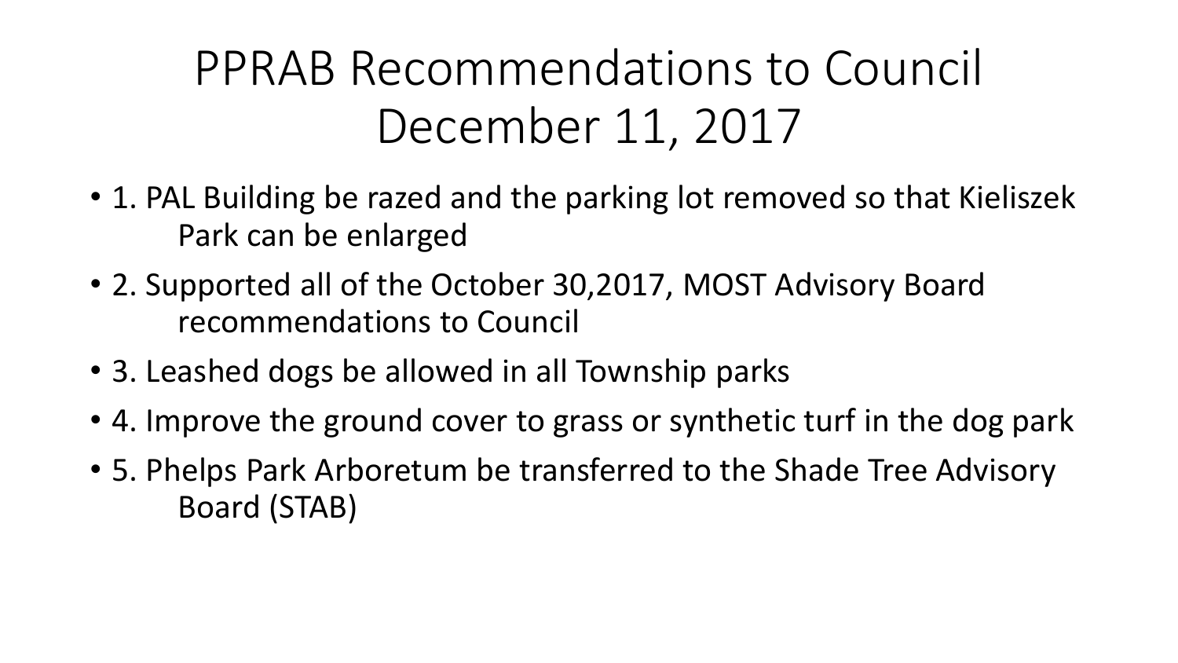# PPRAB Recommendations to Council December 11, 2017

- 1. PAL Building be razed and the parking lot removed so that Kieliszek Park can be enlarged
- 2. Supported all of the October 30,2017, MOST Advisory Board recommendations to Council
- 3. Leashed dogs be allowed in all Township parks
- 4. Improve the ground cover to grass or synthetic turf in the dog park
- 5. Phelps Park Arboretum be transferred to the Shade Tree Advisory Board (STAB)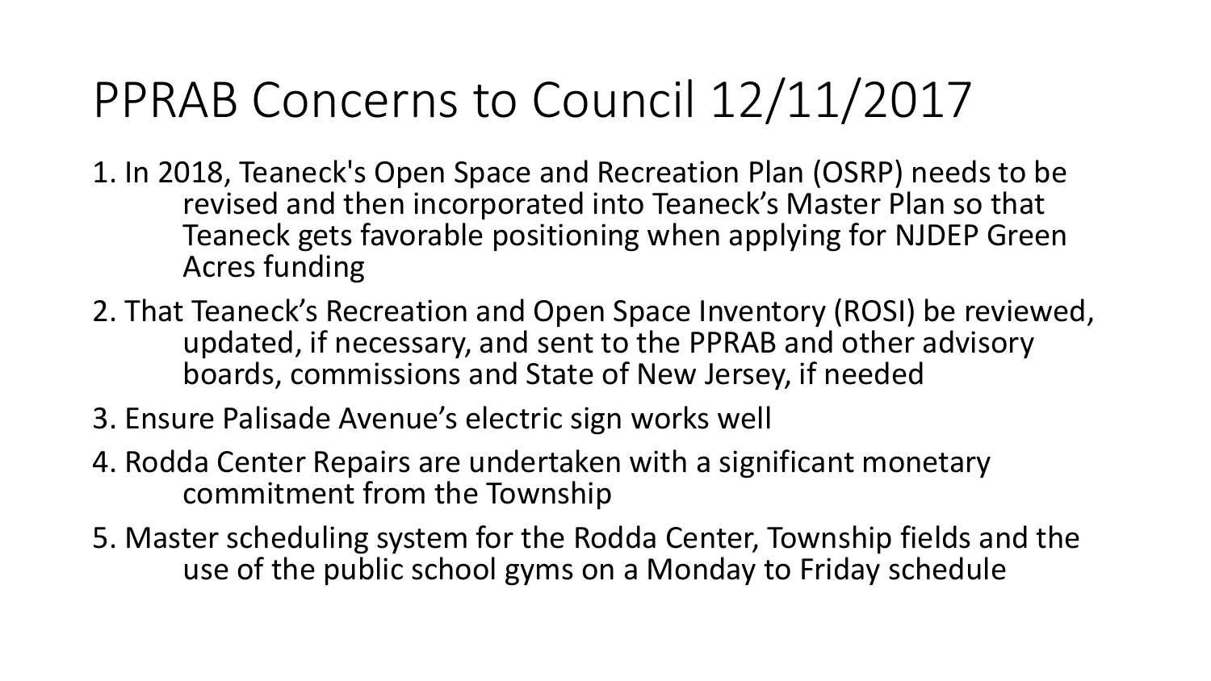# PPRAB Concerns to Council 12/11/2017

1. In 2018, Teaneck's Open Space and Recreation Plan (OSRP) needs to be revised and then incorporated into Teaneck's Master Plan so that Teaneck gets favorable positioning when applying for NJDEP Green Acres funding
2. That Teaneck's Recreation and Open Space Inventory (ROSI) be reviewed, updated, if necessary, and sent to the PPRAB and other advisory boards, commissions and State of New Jersey, if needed
3. Ensure Palisade Avenue's electric sign works well
4. Rodda Center Repairs are undertaken with a significant monetary commitment from the Township
5. Master scheduling system for the Rodda Center, Township fields and the use of the public school gyms on a Monday to Friday schedule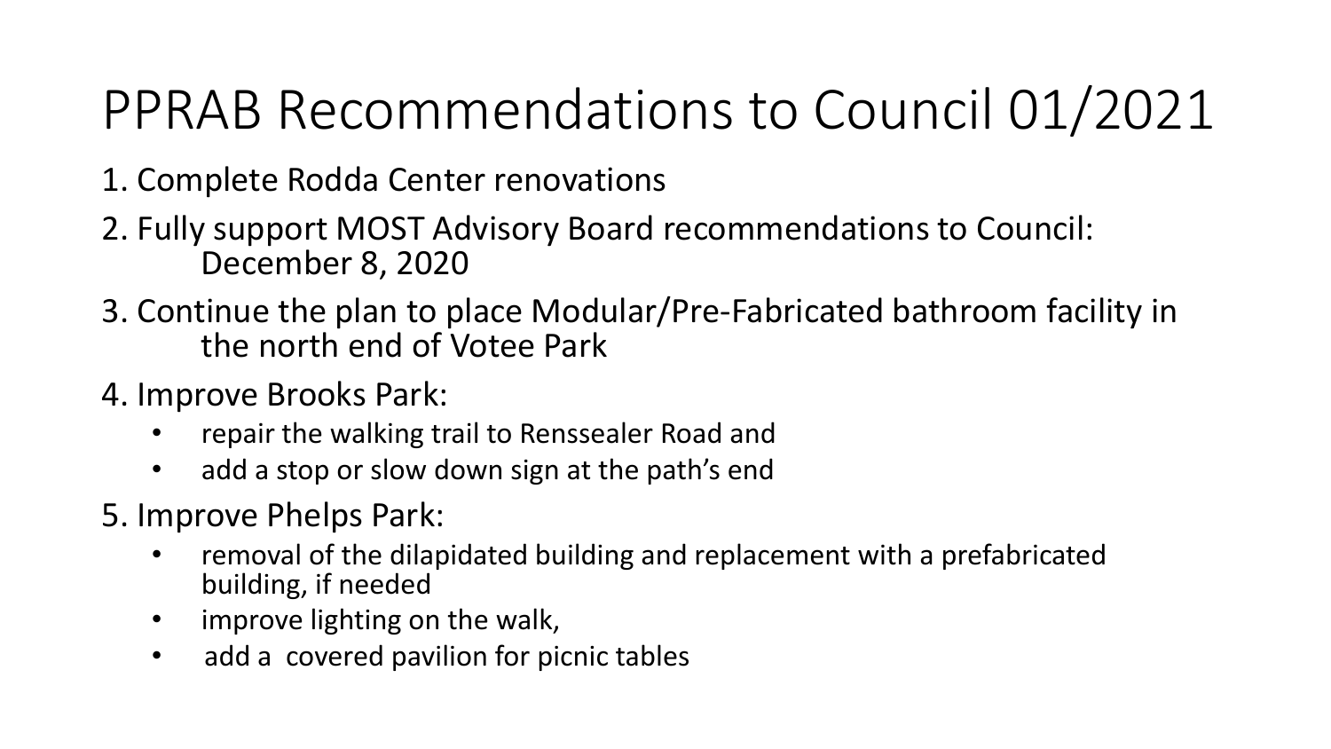# PPRAB Recommendations to Council 01/2021

1. Complete Rodda Center renovations
2. Fully support MOST Advisory Board recommendations to Council: December 8, 2020
3. Continue the plan to place Modular/Pre-Fabricated bathroom facility in the north end of Votee Park
4. Improve Brooks Park:
   - repair the walking trail to Renssealer Road and
   - add a stop or slow down sign at the path's end
5. Improve Phelps Park:
   - removal of the dilapidated building and replacement with a prefabricated building, if needed
   - improve lighting on the walk,
   - add a covered pavilion for picnic tables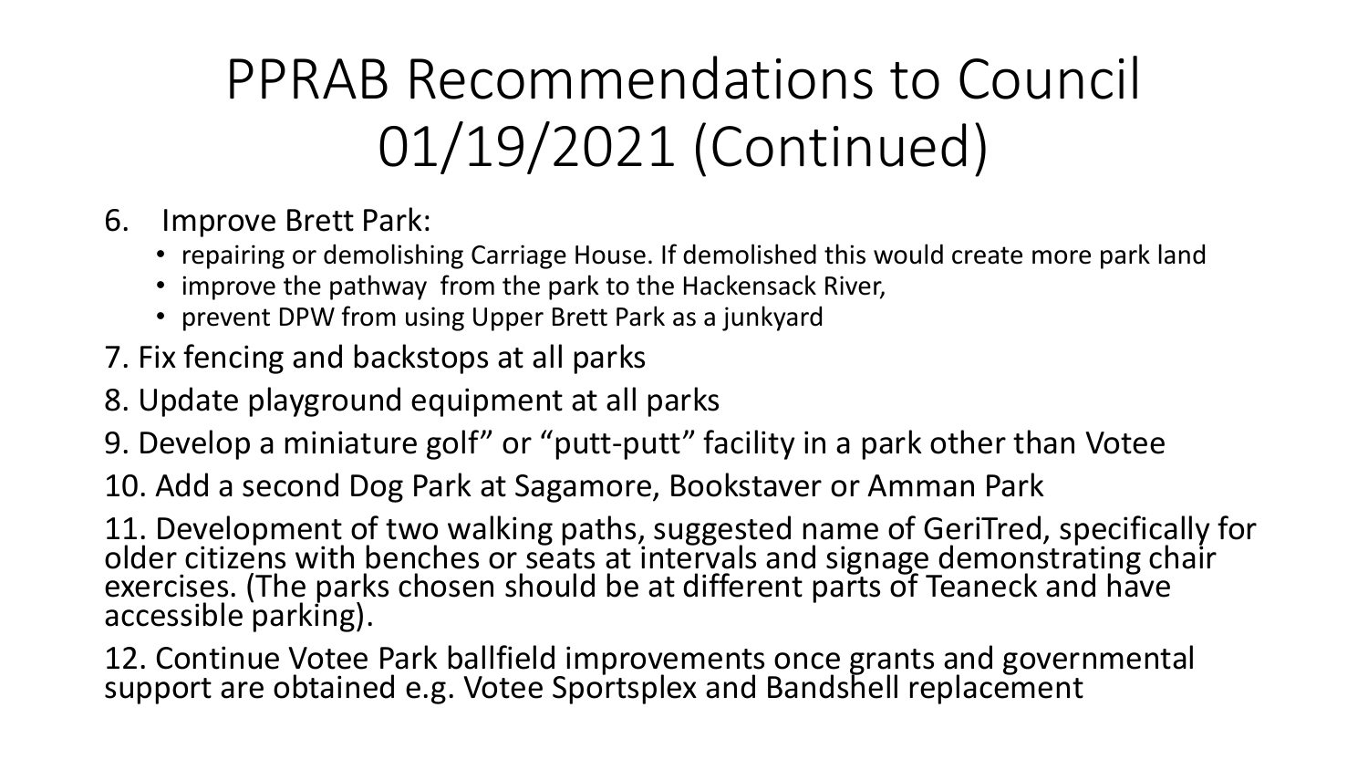# PPRAB Recommendations to Council 01/19/2021 (Continued)

6. Improve Brett Park:
   - repairing or demolishing Carriage House. If demolished this would create more park land
   - improve the pathway from the park to the Hackensack River,
   - prevent DPW from using Upper Brett Park as a junkyard

7. Fix fencing and backstops at all parks

8. Update playground equipment at all parks

9. Develop a miniature golf" or "putt-putt" facility in a park other than Votee

10. Add a second Dog Park at Sagamore, Bookstaver or Amman Park

11. Development of two walking paths, suggested name of GeriTred, specifically for older citizens with benches or seats at intervals and signage demonstrating chair exercises. (The parks chosen should be at different parts of Teaneck and have accessible parking).

12. Continue Votee Park ballfield improvements once grants and governmental support are obtained e.g. Votee Sportsplex and Bandshell replacement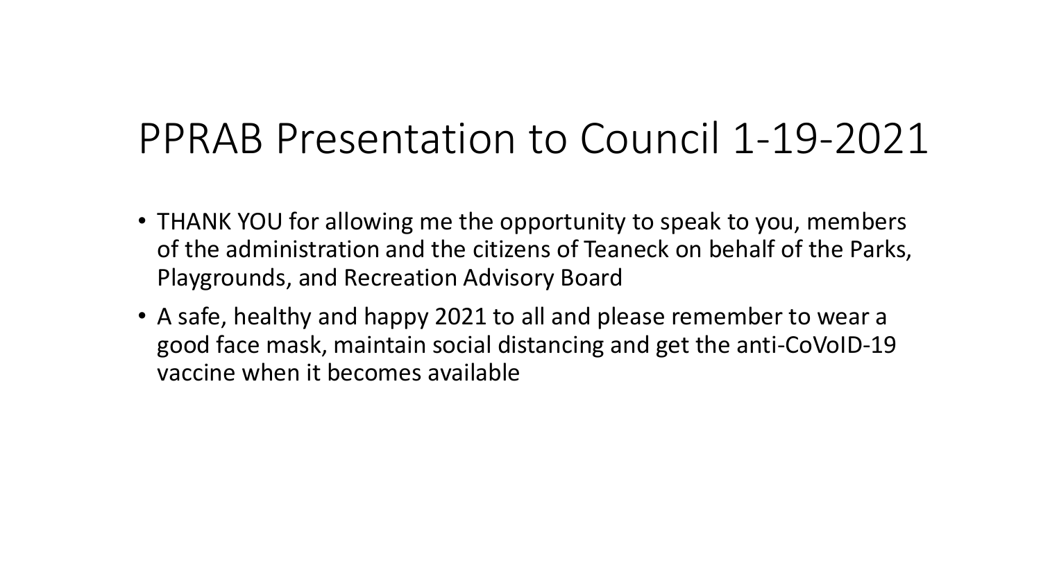# PPRAB Presentation to Council 1-19-2021

- THANK YOU for allowing me the opportunity to speak to you, members of the administration and the citizens of Teaneck on behalf of the Parks, Playgrounds, and Recreation Advisory Board
- A safe, healthy and happy 2021 to all and please remember to wear a good face mask, maintain social distancing and get the anti-CoVoID-19 vaccine when it becomes available